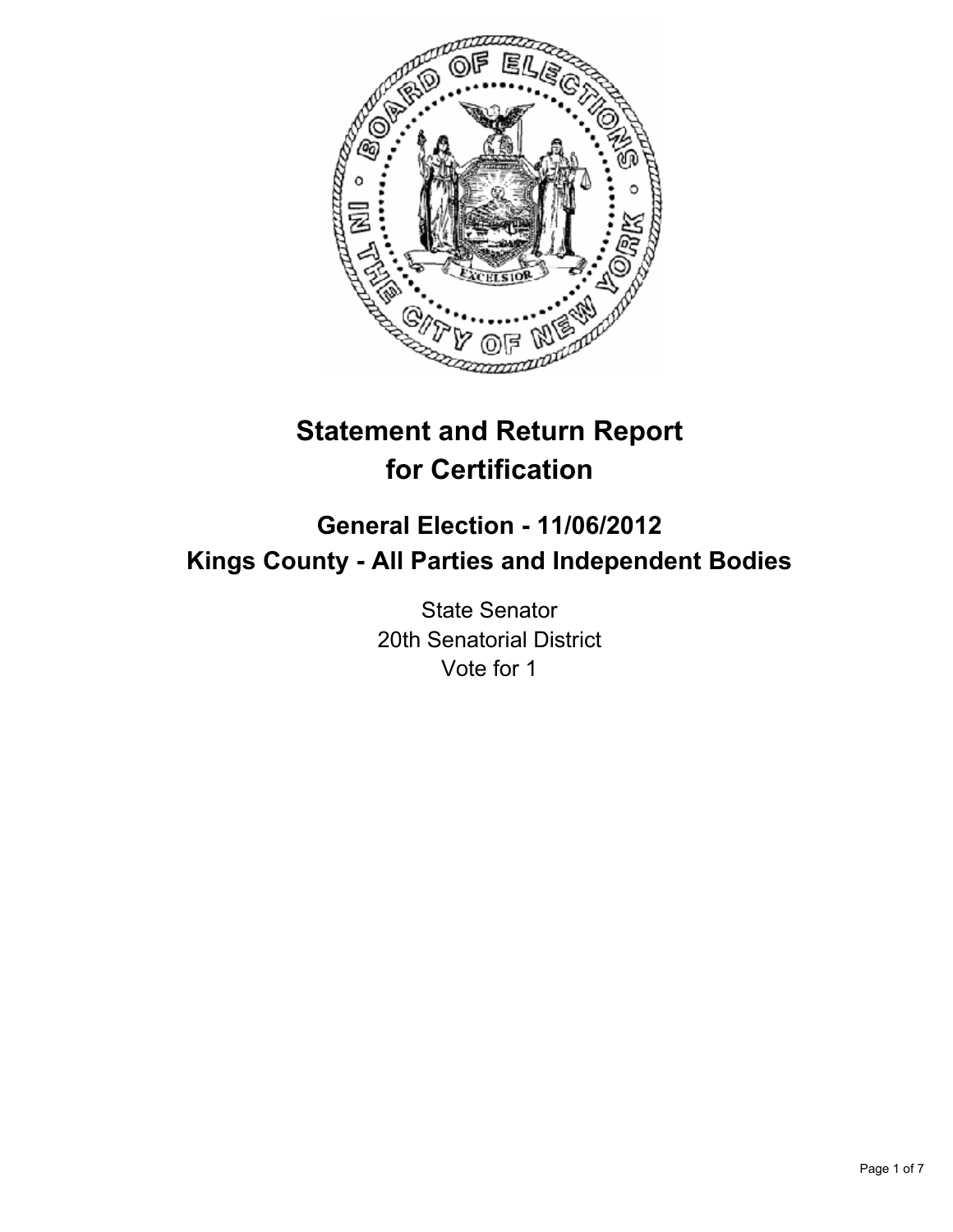# Statement and Return Report for Certification

## General Election - 11/06/2012
## Kings County - All Parties and Independent Bodies

State Senator
20th Senatorial District
Vote for 1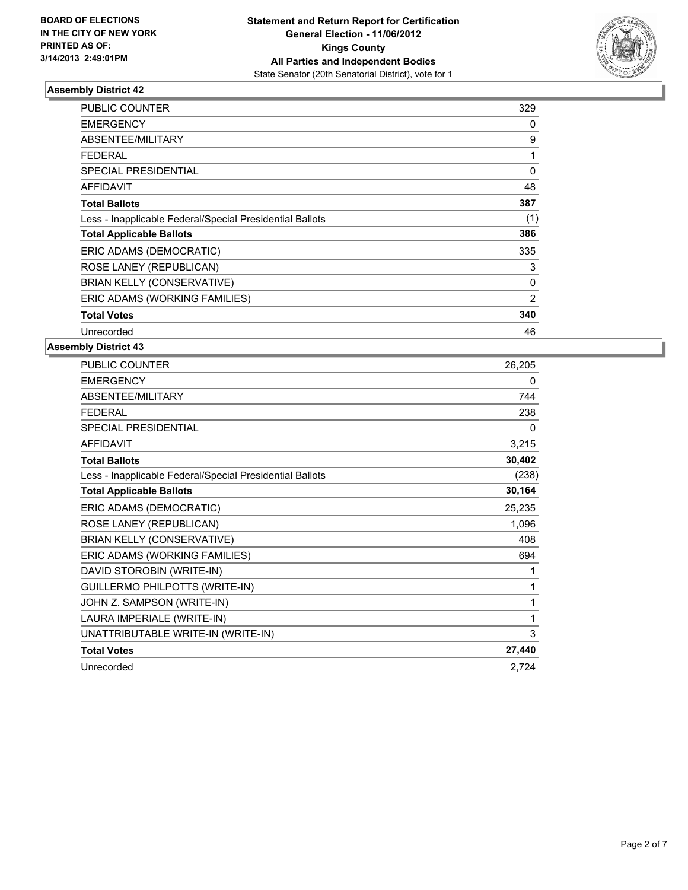**BOARD OF ELECTIONS IN THE CITY OF NEW YORK PRINTED AS OF: 3/14/2013 2:49:01PM**

**Statement and Return Report for Certification General Election - 11/06/2012 Kings County All Parties and Independent Bodies**
State Senator (20th Senatorial District), vote for 1

## Assembly District 42

| | |
|---|---|
| PUBLIC COUNTER | 329 |
| EMERGENCY | 0 |
| ABSENTEE/MILITARY | 9 |
| FEDERAL | 1 |
| SPECIAL PRESIDENTIAL | 0 |
| AFFIDAVIT | 48 |
| **Total Ballots** | **387** |
| Less - Inapplicable Federal/Special Presidential Ballots | (1) |
| **Total Applicable Ballots** | **386** |
| ERIC ADAMS (DEMOCRATIC) | 335 |
| ROSE LANEY (REPUBLICAN) | 3 |
| BRIAN KELLY (CONSERVATIVE) | 0 |
| ERIC ADAMS (WORKING FAMILIES) | 2 |
| **Total Votes** | **340** |
| Unrecorded | 46 |

## Assembly District 43

| | |
|---|---|
| PUBLIC COUNTER | 26,205 |
| EMERGENCY | 0 |
| ABSENTEE/MILITARY | 744 |
| FEDERAL | 238 |
| SPECIAL PRESIDENTIAL | 0 |
| AFFIDAVIT | 3,215 |
| **Total Ballots** | **30,402** |
| Less - Inapplicable Federal/Special Presidential Ballots | (238) |
| **Total Applicable Ballots** | **30,164** |
| ERIC ADAMS (DEMOCRATIC) | 25,235 |
| ROSE LANEY (REPUBLICAN) | 1,096 |
| BRIAN KELLY (CONSERVATIVE) | 408 |
| ERIC ADAMS (WORKING FAMILIES) | 694 |
| DAVID STOROBIN (WRITE-IN) | 1 |
| GUILLERMO PHILPOTTS (WRITE-IN) | 1 |
| JOHN Z. SAMPSON (WRITE-IN) | 1 |
| LAURA IMPERIALE (WRITE-IN) | 1 |
| UNATTRIBUTABLE WRITE-IN (WRITE-IN) | 3 |
| **Total Votes** | **27,440** |
| Unrecorded | 2,724 |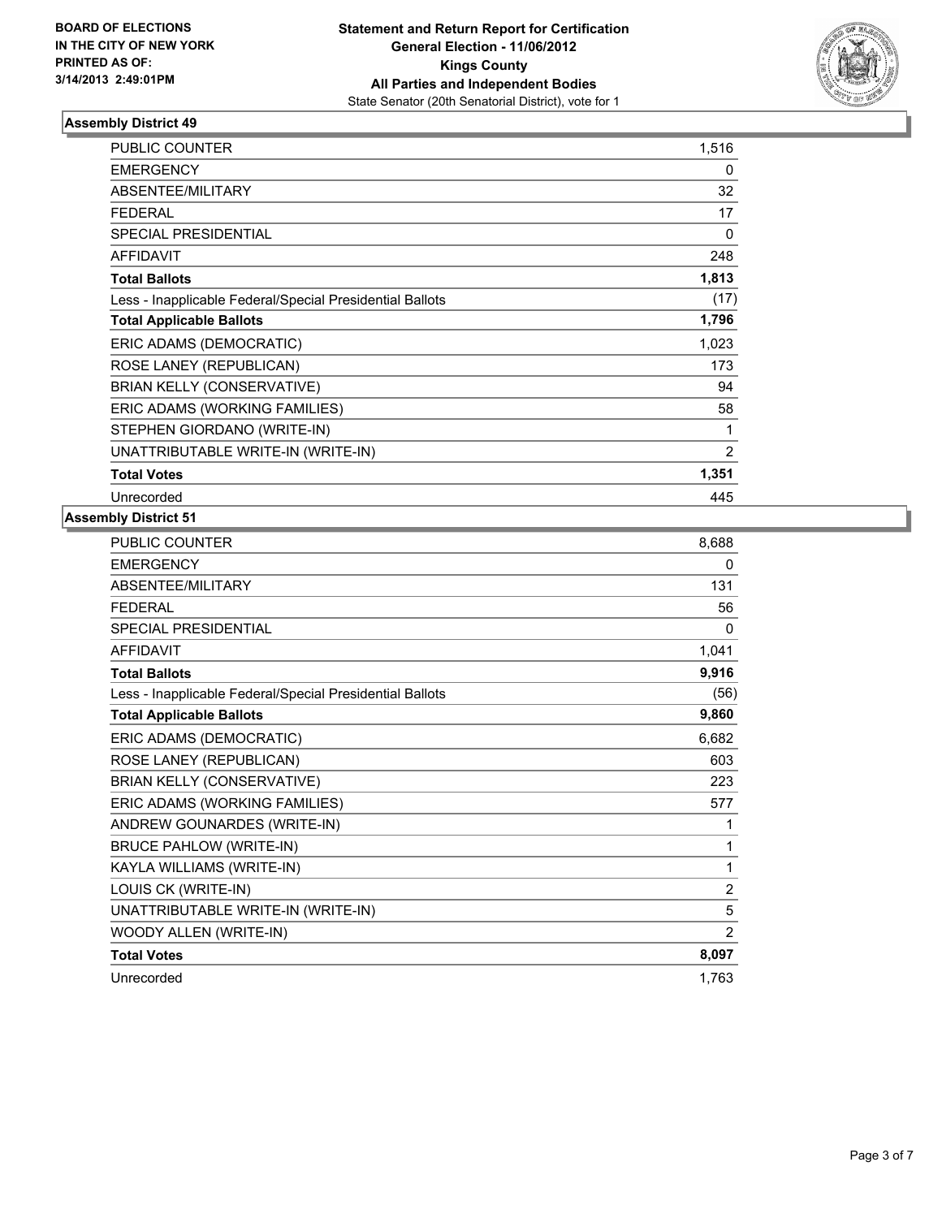**BOARD OF ELECTIONS**
**IN THE CITY OF NEW YORK**
**PRINTED AS OF:**
**3/14/2013 2:49:01PM**

**Statement and Return Report for Certification**
**General Election - 11/06/2012**
**Kings County**
**All Parties and Independent Bodies**
State Senator (20th Senatorial District), vote for 1

### Assembly District 49

| | |
|---|---|
| PUBLIC COUNTER | 1,516 |
| EMERGENCY | 0 |
| ABSENTEE/MILITARY | 32 |
| FEDERAL | 17 |
| SPECIAL PRESIDENTIAL | 0 |
| AFFIDAVIT | 248 |
| **Total Ballots** | **1,813** |
| Less - Inapplicable Federal/Special Presidential Ballots | (17) |
| **Total Applicable Ballots** | **1,796** |
| ERIC ADAMS (DEMOCRATIC) | 1,023 |
| ROSE LANEY (REPUBLICAN) | 173 |
| BRIAN KELLY (CONSERVATIVE) | 94 |
| ERIC ADAMS (WORKING FAMILIES) | 58 |
| STEPHEN GIORDANO (WRITE-IN) | 1 |
| UNATTRIBUTABLE WRITE-IN (WRITE-IN) | 2 |
| **Total Votes** | **1,351** |
| Unrecorded | 445 |

### Assembly District 51

| | |
|---|---|
| PUBLIC COUNTER | 8,688 |
| EMERGENCY | 0 |
| ABSENTEE/MILITARY | 131 |
| FEDERAL | 56 |
| SPECIAL PRESIDENTIAL | 0 |
| AFFIDAVIT | 1,041 |
| **Total Ballots** | **9,916** |
| Less - Inapplicable Federal/Special Presidential Ballots | (56) |
| **Total Applicable Ballots** | **9,860** |
| ERIC ADAMS (DEMOCRATIC) | 6,682 |
| ROSE LANEY (REPUBLICAN) | 603 |
| BRIAN KELLY (CONSERVATIVE) | 223 |
| ERIC ADAMS (WORKING FAMILIES) | 577 |
| ANDREW GOUNARDES (WRITE-IN) | 1 |
| BRUCE PAHLOW (WRITE-IN) | 1 |
| KAYLA WILLIAMS (WRITE-IN) | 1 |
| LOUIS CK (WRITE-IN) | 2 |
| UNATTRIBUTABLE WRITE-IN (WRITE-IN) | 5 |
| WOODY ALLEN (WRITE-IN) | 2 |
| **Total Votes** | **8,097** |
| Unrecorded | 1,763 |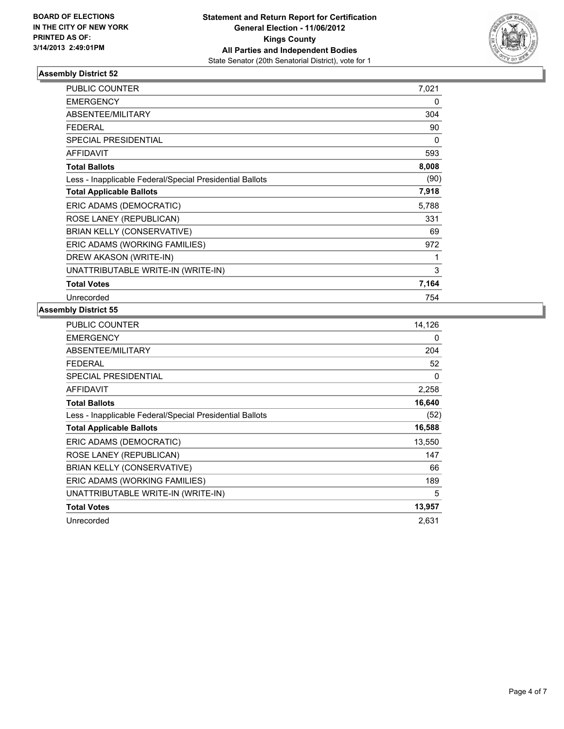BOARD OF ELECTIONS
IN THE CITY OF NEW YORK
PRINTED AS OF:
3/14/2013 2:49:01PM

**Statement and Return Report for Certification**
**General Election - 11/06/2012**
**Kings County**
**All Parties and Independent Bodies**
State Senator (20th Senatorial District), vote for 1

## Assembly District 52

| | |
|---|---|
| PUBLIC COUNTER | 7,021 |
| EMERGENCY | 0 |
| ABSENTEE/MILITARY | 304 |
| FEDERAL | 90 |
| SPECIAL PRESIDENTIAL | 0 |
| AFFIDAVIT | 593 |
| **Total Ballots** | **8,008** |
| Less - Inapplicable Federal/Special Presidential Ballots | (90) |
| **Total Applicable Ballots** | **7,918** |
| ERIC ADAMS (DEMOCRATIC) | 5,788 |
| ROSE LANEY (REPUBLICAN) | 331 |
| BRIAN KELLY (CONSERVATIVE) | 69 |
| ERIC ADAMS (WORKING FAMILIES) | 972 |
| DREW AKASON (WRITE-IN) | 1 |
| UNATTRIBUTABLE WRITE-IN (WRITE-IN) | 3 |
| **Total Votes** | **7,164** |
| Unrecorded | 754 |

## Assembly District 55

| | |
|---|---|
| PUBLIC COUNTER | 14,126 |
| EMERGENCY | 0 |
| ABSENTEE/MILITARY | 204 |
| FEDERAL | 52 |
| SPECIAL PRESIDENTIAL | 0 |
| AFFIDAVIT | 2,258 |
| **Total Ballots** | **16,640** |
| Less - Inapplicable Federal/Special Presidential Ballots | (52) |
| **Total Applicable Ballots** | **16,588** |
| ERIC ADAMS (DEMOCRATIC) | 13,550 |
| ROSE LANEY (REPUBLICAN) | 147 |
| BRIAN KELLY (CONSERVATIVE) | 66 |
| ERIC ADAMS (WORKING FAMILIES) | 189 |
| UNATTRIBUTABLE WRITE-IN (WRITE-IN) | 5 |
| **Total Votes** | **13,957** |
| Unrecorded | 2,631 |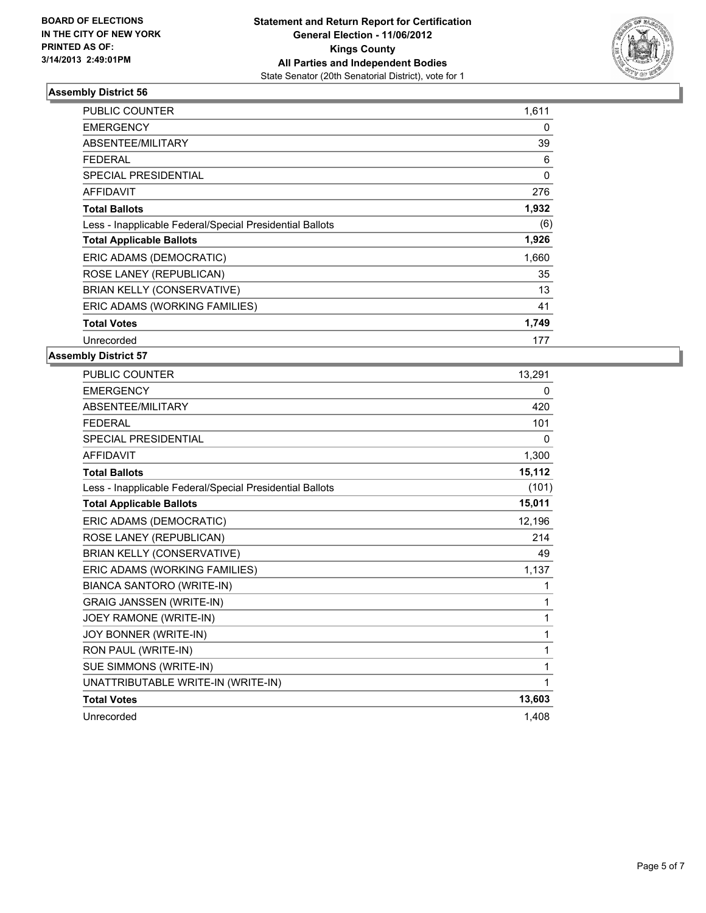**BOARD OF ELECTIONS IN THE CITY OF NEW YORK PRINTED AS OF: 3/14/2013 2:49:01PM**

**Statement and Return Report for Certification**
**General Election - 11/06/2012**
**Kings County**
**All Parties and Independent Bodies**
State Senator (20th Senatorial District), vote for 1

## Assembly District 56

| | |
|---|---|
| PUBLIC COUNTER | 1,611 |
| EMERGENCY | 0 |
| ABSENTEE/MILITARY | 39 |
| FEDERAL | 6 |
| SPECIAL PRESIDENTIAL | 0 |
| AFFIDAVIT | 276 |
| **Total Ballots** | **1,932** |
| Less - Inapplicable Federal/Special Presidential Ballots | (6) |
| **Total Applicable Ballots** | **1,926** |
| ERIC ADAMS (DEMOCRATIC) | 1,660 |
| ROSE LANEY (REPUBLICAN) | 35 |
| BRIAN KELLY (CONSERVATIVE) | 13 |
| ERIC ADAMS (WORKING FAMILIES) | 41 |
| **Total Votes** | **1,749** |
| Unrecorded | 177 |

## Assembly District 57

| | |
|---|---|
| PUBLIC COUNTER | 13,291 |
| EMERGENCY | 0 |
| ABSENTEE/MILITARY | 420 |
| FEDERAL | 101 |
| SPECIAL PRESIDENTIAL | 0 |
| AFFIDAVIT | 1,300 |
| **Total Ballots** | **15,112** |
| Less - Inapplicable Federal/Special Presidential Ballots | (101) |
| **Total Applicable Ballots** | **15,011** |
| ERIC ADAMS (DEMOCRATIC) | 12,196 |
| ROSE LANEY (REPUBLICAN) | 214 |
| BRIAN KELLY (CONSERVATIVE) | 49 |
| ERIC ADAMS (WORKING FAMILIES) | 1,137 |
| BIANCA SANTORO (WRITE-IN) | 1 |
| GRAIG JANSSEN (WRITE-IN) | 1 |
| JOEY RAMONE (WRITE-IN) | 1 |
| JOY BONNER (WRITE-IN) | 1 |
| RON PAUL (WRITE-IN) | 1 |
| SUE SIMMONS (WRITE-IN) | 1 |
| UNATTRIBUTABLE WRITE-IN (WRITE-IN) | 1 |
| **Total Votes** | **13,603** |
| Unrecorded | 1,408 |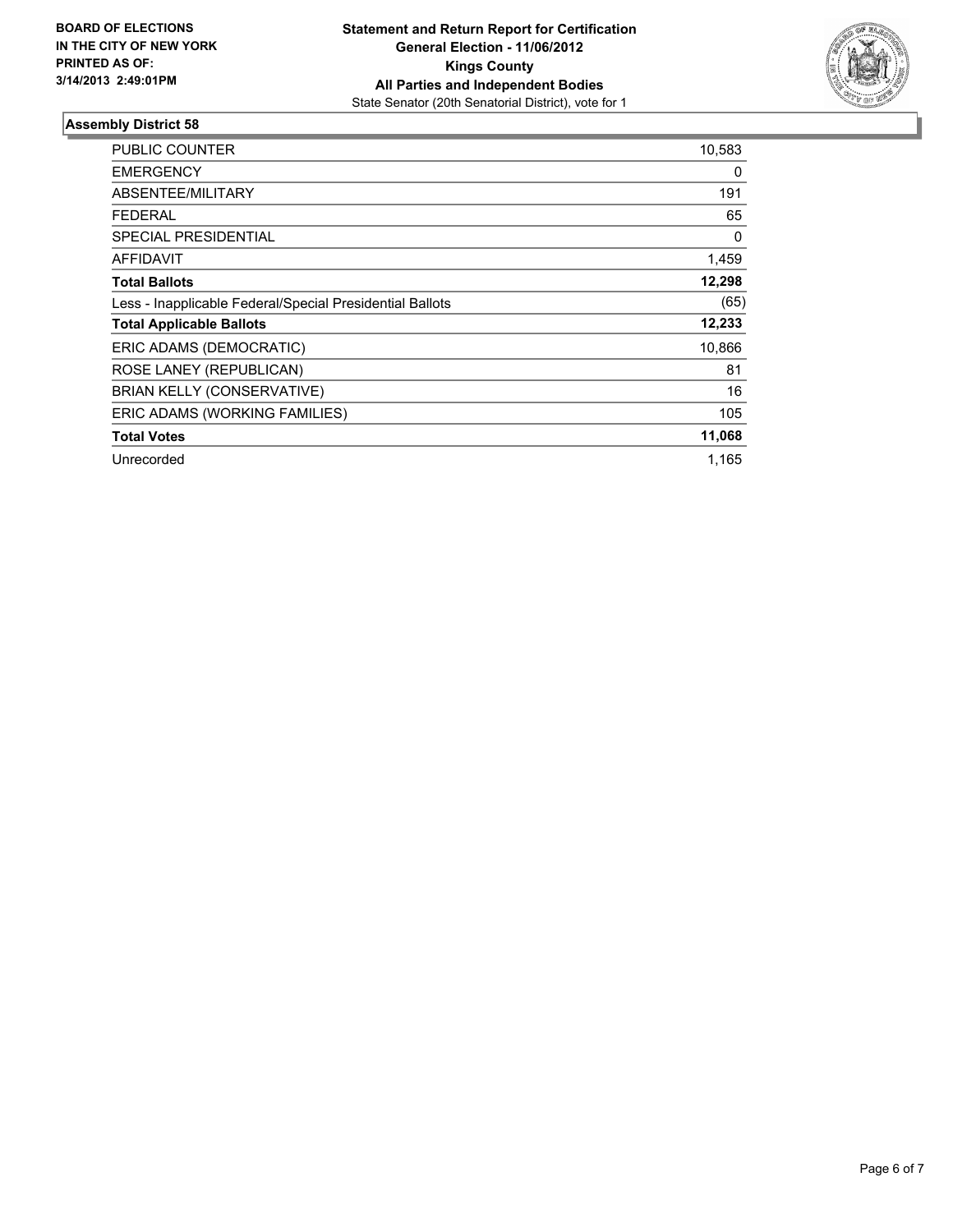**BOARD OF ELECTIONS IN THE CITY OF NEW YORK PRINTED AS OF: 3/14/2013 2:49:01PM**

**Statement and Return Report for Certification**
**General Election - 11/06/2012**
**Kings County**
**All Parties and Independent Bodies**
State Senator (20th Senatorial District), vote for 1

## Assembly District 58

| | |
|---|---|
| PUBLIC COUNTER | 10,583 |
| EMERGENCY | 0 |
| ABSENTEE/MILITARY | 191 |
| FEDERAL | 65 |
| SPECIAL PRESIDENTIAL | 0 |
| AFFIDAVIT | 1,459 |
| **Total Ballots** | **12,298** |
| Less - Inapplicable Federal/Special Presidential Ballots | (65) |
| **Total Applicable Ballots** | **12,233** |
| ERIC ADAMS (DEMOCRATIC) | 10,866 |
| ROSE LANEY (REPUBLICAN) | 81 |
| BRIAN KELLY (CONSERVATIVE) | 16 |
| ERIC ADAMS (WORKING FAMILIES) | 105 |
| **Total Votes** | **11,068** |
| Unrecorded | 1,165 |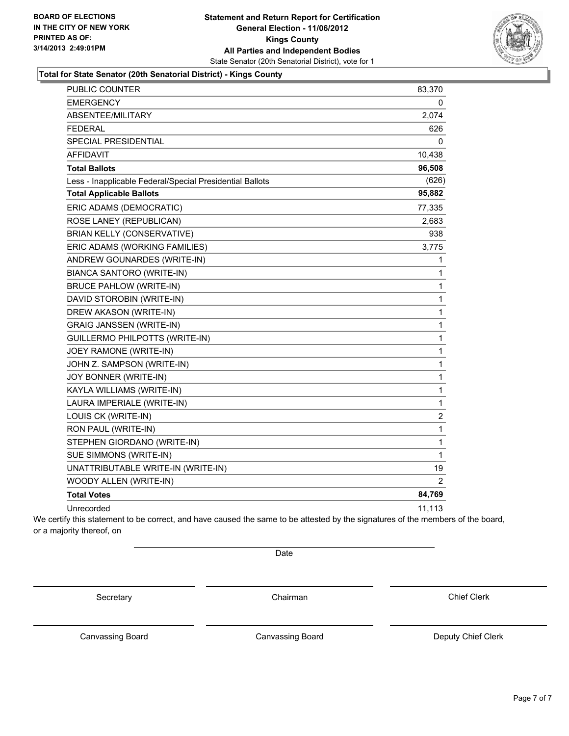**BOARD OF ELECTIONS**
**IN THE CITY OF NEW YORK**
**PRINTED AS OF:**
**3/14/2013 2:49:01PM**

**Statement and Return Report for Certification**
**General Election - 11/06/2012**
**Kings County**
**All Parties and Independent Bodies**
State Senator (20th Senatorial District), vote for 1

### Total for State Senator (20th Senatorial District) - Kings County

| | |
|---|---|
| PUBLIC COUNTER | 83,370 |
| EMERGENCY | 0 |
| ABSENTEE/MILITARY | 2,074 |
| FEDERAL | 626 |
| SPECIAL PRESIDENTIAL | 0 |
| AFFIDAVIT | 10,438 |
| **Total Ballots** | **96,508** |
| Less - Inapplicable Federal/Special Presidential Ballots | (626) |
| **Total Applicable Ballots** | **95,882** |
| ERIC ADAMS (DEMOCRATIC) | 77,335 |
| ROSE LANEY (REPUBLICAN) | 2,683 |
| BRIAN KELLY (CONSERVATIVE) | 938 |
| ERIC ADAMS (WORKING FAMILIES) | 3,775 |
| ANDREW GOUNARDES (WRITE-IN) | 1 |
| BIANCA SANTORO (WRITE-IN) | 1 |
| BRUCE PAHLOW (WRITE-IN) | 1 |
| DAVID STOROBIN (WRITE-IN) | 1 |
| DREW AKASON (WRITE-IN) | 1 |
| GRAIG JANSSEN (WRITE-IN) | 1 |
| GUILLERMO PHILPOTTS (WRITE-IN) | 1 |
| JOEY RAMONE (WRITE-IN) | 1 |
| JOHN Z. SAMPSON (WRITE-IN) | 1 |
| JOY BONNER (WRITE-IN) | 1 |
| KAYLA WILLIAMS (WRITE-IN) | 1 |
| LAURA IMPERIALE (WRITE-IN) | 1 |
| LOUIS CK (WRITE-IN) | 2 |
| RON PAUL (WRITE-IN) | 1 |
| STEPHEN GIORDANO (WRITE-IN) | 1 |
| SUE SIMMONS (WRITE-IN) | 1 |
| UNATTRIBUTABLE WRITE-IN (WRITE-IN) | 19 |
| WOODY ALLEN (WRITE-IN) | 2 |
| **Total Votes** | **84,769** |
| Unrecorded | 11,113 |

We certify this statement to be correct, and have caused the same to be attested by the signatures of the members of the board, or a majority thereof, on

Date

Secretary | Chairman | Chief Clerk

Canvassing Board | Canvassing Board | Deputy Chief Clerk